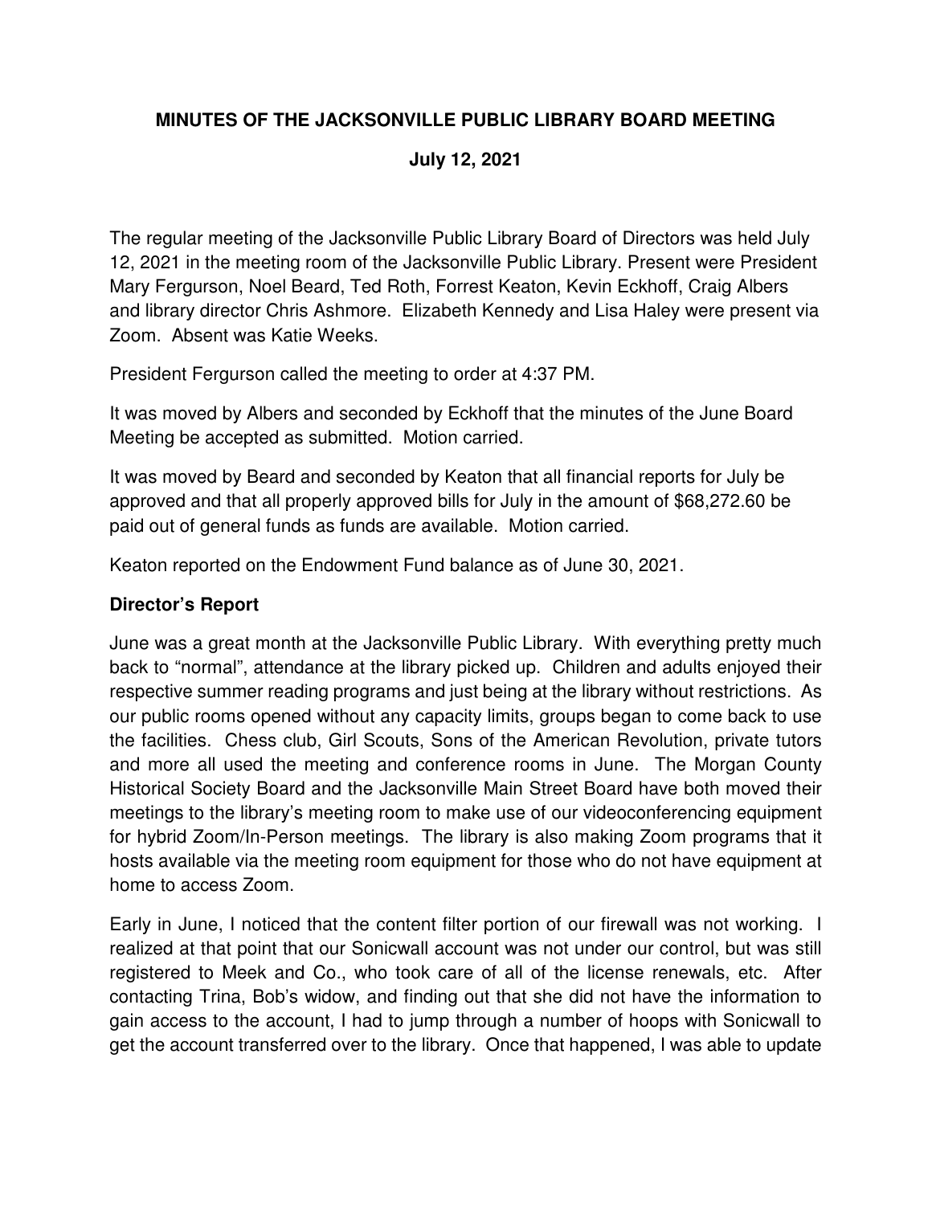# MINUTES OF THE JACKSONVILLE PUBLIC LIBRARY BOARD MEETING

## July 12, 2021

The regular meeting of the Jacksonville Public Library Board of Directors was held July 12, 2021 in the meeting room of the Jacksonville Public Library. Present were President Mary Fergurson, Noel Beard, Ted Roth, Forrest Keaton, Kevin Eckhoff, Craig Albers and library director Chris Ashmore. Elizabeth Kennedy and Lisa Haley were present via Zoom. Absent was Katie Weeks.

President Fergurson called the meeting to order at 4:37 PM.

It was moved by Albers and seconded by Eckhoff that the minutes of the June Board Meeting be accepted as submitted. Motion carried.

It was moved by Beard and seconded by Keaton that all financial reports for July be approved and that all properly approved bills for July in the amount of $68,272.60 be paid out of general funds as funds are available. Motion carried.

Keaton reported on the Endowment Fund balance as of June 30, 2021.

### Director's Report

June was a great month at the Jacksonville Public Library. With everything pretty much back to "normal", attendance at the library picked up. Children and adults enjoyed their respective summer reading programs and just being at the library without restrictions. As our public rooms opened without any capacity limits, groups began to come back to use the facilities. Chess club, Girl Scouts, Sons of the American Revolution, private tutors and more all used the meeting and conference rooms in June. The Morgan County Historical Society Board and the Jacksonville Main Street Board have both moved their meetings to the library's meeting room to make use of our videoconferencing equipment for hybrid Zoom/In-Person meetings. The library is also making Zoom programs that it hosts available via the meeting room equipment for those who do not have equipment at home to access Zoom.

Early in June, I noticed that the content filter portion of our firewall was not working. I realized at that point that our Sonicwall account was not under our control, but was still registered to Meek and Co., who took care of all of the license renewals, etc. After contacting Trina, Bob's widow, and finding out that she did not have the information to gain access to the account, I had to jump through a number of hoops with Sonicwall to get the account transferred over to the library. Once that happened, I was able to update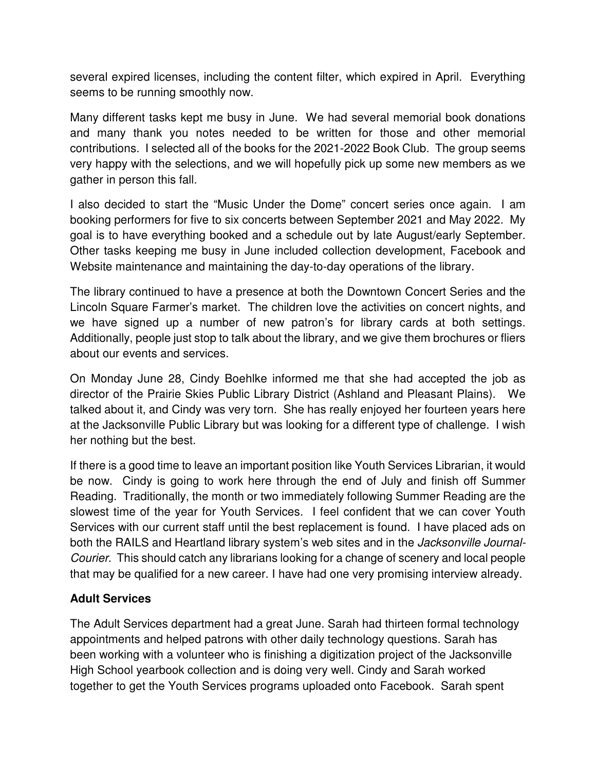several expired licenses, including the content filter, which expired in April. Everything seems to be running smoothly now.

Many different tasks kept me busy in June. We had several memorial book donations and many thank you notes needed to be written for those and other memorial contributions. I selected all of the books for the 2021-2022 Book Club. The group seems very happy with the selections, and we will hopefully pick up some new members as we gather in person this fall.

I also decided to start the "Music Under the Dome" concert series once again. I am booking performers for five to six concerts between September 2021 and May 2022. My goal is to have everything booked and a schedule out by late August/early September. Other tasks keeping me busy in June included collection development, Facebook and Website maintenance and maintaining the day-to-day operations of the library.

The library continued to have a presence at both the Downtown Concert Series and the Lincoln Square Farmer's market. The children love the activities on concert nights, and we have signed up a number of new patron's for library cards at both settings. Additionally, people just stop to talk about the library, and we give them brochures or fliers about our events and services.

On Monday June 28, Cindy Boehlke informed me that she had accepted the job as director of the Prairie Skies Public Library District (Ashland and Pleasant Plains). We talked about it, and Cindy was very torn. She has really enjoyed her fourteen years here at the Jacksonville Public Library but was looking for a different type of challenge. I wish her nothing but the best.

If there is a good time to leave an important position like Youth Services Librarian, it would be now. Cindy is going to work here through the end of July and finish off Summer Reading. Traditionally, the month or two immediately following Summer Reading are the slowest time of the year for Youth Services. I feel confident that we can cover Youth Services with our current staff until the best replacement is found. I have placed ads on both the RAILS and Heartland library system's web sites and in the *Jacksonville Journal-Courier*. This should catch any librarians looking for a change of scenery and local people that may be qualified for a new career. I have had one very promising interview already.

**Adult Services**

The Adult Services department had a great June. Sarah had thirteen formal technology appointments and helped patrons with other daily technology questions. Sarah has been working with a volunteer who is finishing a digitization project of the Jacksonville High School yearbook collection and is doing very well. Cindy and Sarah worked together to get the Youth Services programs uploaded onto Facebook. Sarah spent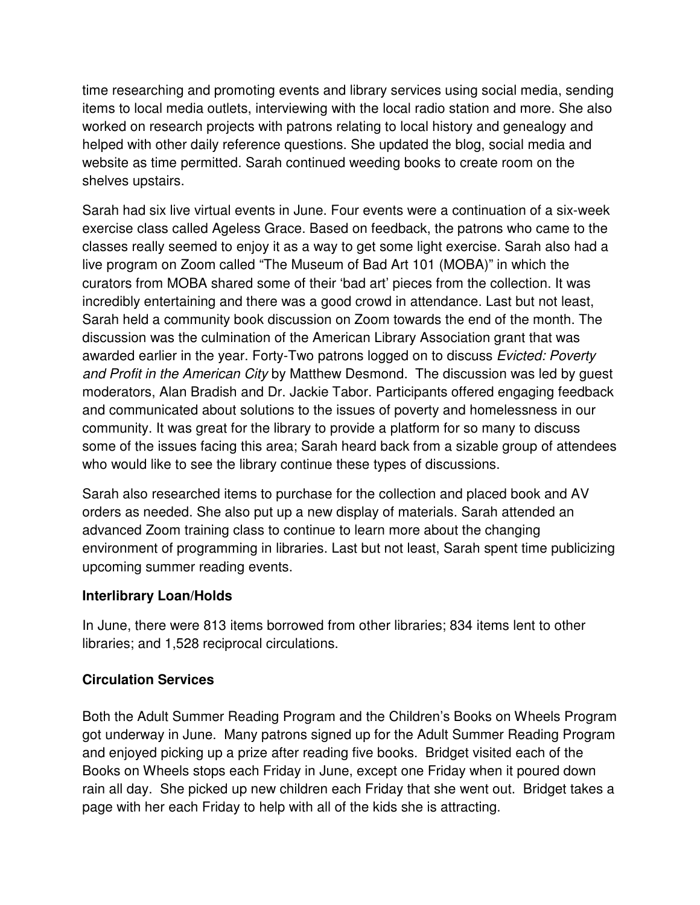time researching and promoting events and library services using social media, sending items to local media outlets, interviewing with the local radio station and more. She also worked on research projects with patrons relating to local history and genealogy and helped with other daily reference questions. She updated the blog, social media and website as time permitted. Sarah continued weeding books to create room on the shelves upstairs.

Sarah had six live virtual events in June. Four events were a continuation of a six-week exercise class called Ageless Grace. Based on feedback, the patrons who came to the classes really seemed to enjoy it as a way to get some light exercise. Sarah also had a live program on Zoom called "The Museum of Bad Art 101 (MOBA)" in which the curators from MOBA shared some of their 'bad art' pieces from the collection. It was incredibly entertaining and there was a good crowd in attendance. Last but not least, Sarah held a community book discussion on Zoom towards the end of the month. The discussion was the culmination of the American Library Association grant that was awarded earlier in the year. Forty-Two patrons logged on to discuss *Evicted: Poverty and Profit in the American City* by Matthew Desmond. The discussion was led by guest moderators, Alan Bradish and Dr. Jackie Tabor. Participants offered engaging feedback and communicated about solutions to the issues of poverty and homelessness in our community. It was great for the library to provide a platform for so many to discuss some of the issues facing this area; Sarah heard back from a sizable group of attendees who would like to see the library continue these types of discussions.

Sarah also researched items to purchase for the collection and placed book and AV orders as needed. She also put up a new display of materials. Sarah attended an advanced Zoom training class to continue to learn more about the changing environment of programming in libraries. Last but not least, Sarah spent time publicizing upcoming summer reading events.

**Interlibrary Loan/Holds**

In June, there were 813 items borrowed from other libraries; 834 items lent to other libraries; and 1,528 reciprocal circulations.

**Circulation Services**

Both the Adult Summer Reading Program and the Children's Books on Wheels Program got underway in June. Many patrons signed up for the Adult Summer Reading Program and enjoyed picking up a prize after reading five books. Bridget visited each of the Books on Wheels stops each Friday in June, except one Friday when it poured down rain all day. She picked up new children each Friday that she went out. Bridget takes a page with her each Friday to help with all of the kids she is attracting.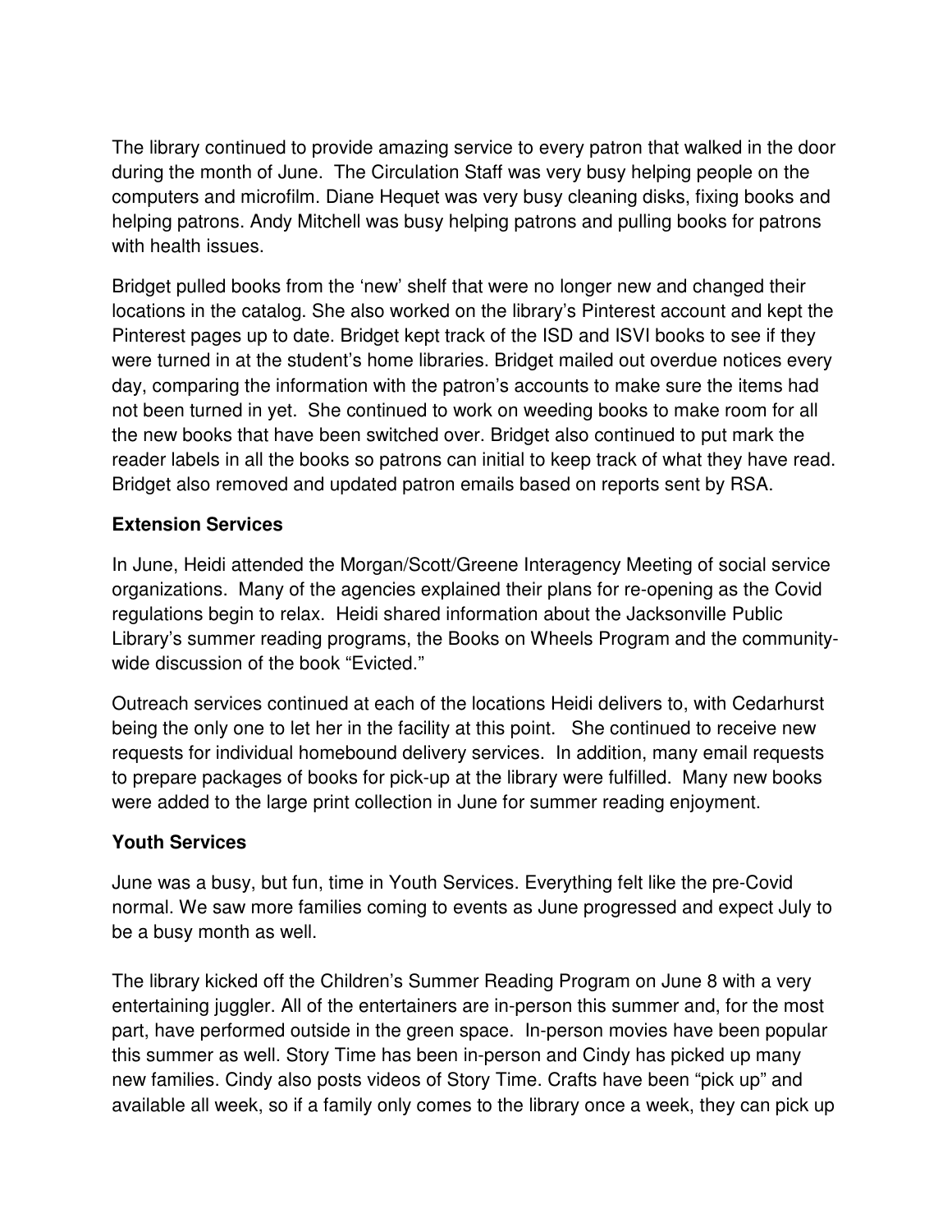The library continued to provide amazing service to every patron that walked in the door during the month of June. The Circulation Staff was very busy helping people on the computers and microfilm. Diane Hequet was very busy cleaning disks, fixing books and helping patrons. Andy Mitchell was busy helping patrons and pulling books for patrons with health issues.

Bridget pulled books from the 'new' shelf that were no longer new and changed their locations in the catalog. She also worked on the library's Pinterest account and kept the Pinterest pages up to date. Bridget kept track of the ISD and ISVI books to see if they were turned in at the student's home libraries. Bridget mailed out overdue notices every day, comparing the information with the patron's accounts to make sure the items had not been turned in yet. She continued to work on weeding books to make room for all the new books that have been switched over. Bridget also continued to put mark the reader labels in all the books so patrons can initial to keep track of what they have read. Bridget also removed and updated patron emails based on reports sent by RSA.

### Extension Services

In June, Heidi attended the Morgan/Scott/Greene Interagency Meeting of social service organizations. Many of the agencies explained their plans for re-opening as the Covid regulations begin to relax. Heidi shared information about the Jacksonville Public Library's summer reading programs, the Books on Wheels Program and the community-wide discussion of the book "Evicted."

Outreach services continued at each of the locations Heidi delivers to, with Cedarhurst being the only one to let her in the facility at this point. She continued to receive new requests for individual homebound delivery services. In addition, many email requests to prepare packages of books for pick-up at the library were fulfilled. Many new books were added to the large print collection in June for summer reading enjoyment.

### Youth Services

June was a busy, but fun, time in Youth Services. Everything felt like the pre-Covid normal. We saw more families coming to events as June progressed and expect July to be a busy month as well.

The library kicked off the Children's Summer Reading Program on June 8 with a very entertaining juggler. All of the entertainers are in-person this summer and, for the most part, have performed outside in the green space. In-person movies have been popular this summer as well. Story Time has been in-person and Cindy has picked up many new families. Cindy also posts videos of Story Time. Crafts have been "pick up" and available all week, so if a family only comes to the library once a week, they can pick up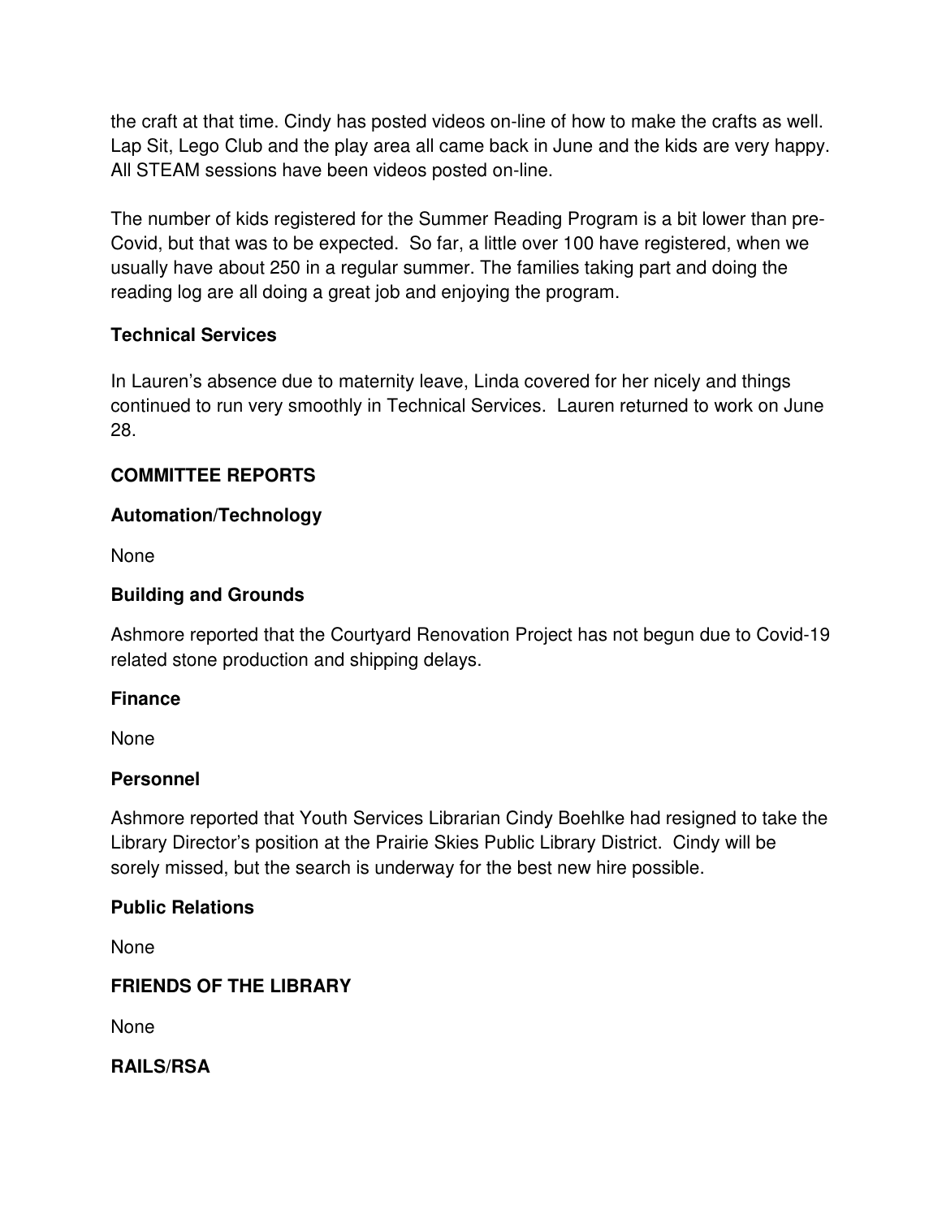the craft at that time. Cindy has posted videos on-line of how to make the crafts as well. Lap Sit, Lego Club and the play area all came back in June and the kids are very happy. All STEAM sessions have been videos posted on-line.

The number of kids registered for the Summer Reading Program is a bit lower than pre-Covid, but that was to be expected. So far, a little over 100 have registered, when we usually have about 250 in a regular summer. The families taking part and doing the reading log are all doing a great job and enjoying the program.

**Technical Services**

In Lauren's absence due to maternity leave, Linda covered for her nicely and things continued to run very smoothly in Technical Services. Lauren returned to work on June 28.

**COMMITTEE REPORTS**

**Automation/Technology**

None

**Building and Grounds**

Ashmore reported that the Courtyard Renovation Project has not begun due to Covid-19 related stone production and shipping delays.

**Finance**

None

**Personnel**

Ashmore reported that Youth Services Librarian Cindy Boehlke had resigned to take the Library Director's position at the Prairie Skies Public Library District. Cindy will be sorely missed, but the search is underway for the best new hire possible.

**Public Relations**

None

**FRIENDS OF THE LIBRARY**

None

**RAILS/RSA**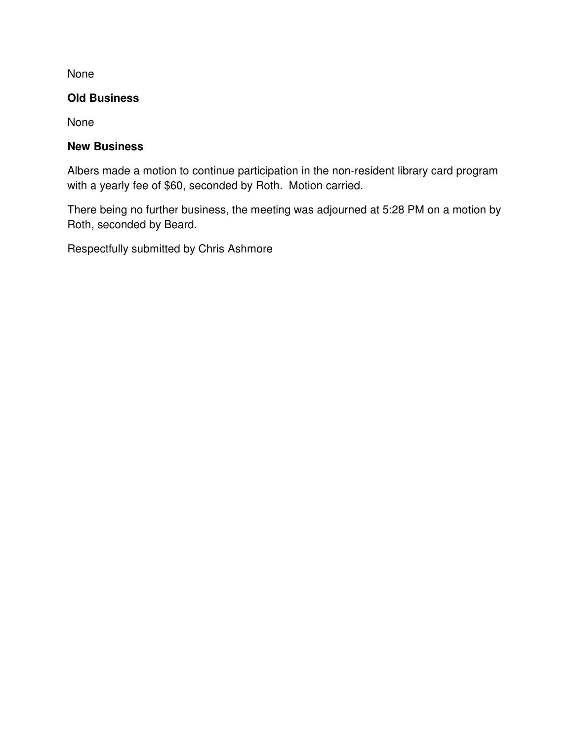None

**Old Business**

None

**New Business**

Albers made a motion to continue participation in the non-resident library card program with a yearly fee of $60, seconded by Roth. Motion carried.

There being no further business, the meeting was adjourned at 5:28 PM on a motion by Roth, seconded by Beard.

Respectfully submitted by Chris Ashmore